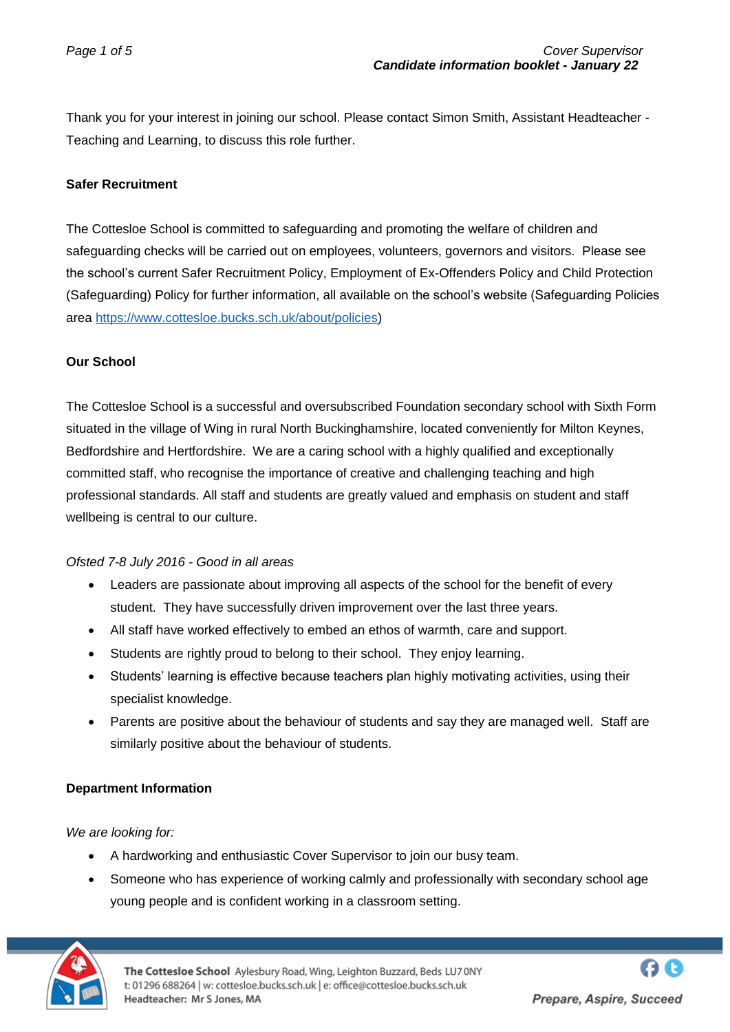Thank you for your interest in joining our school. Please contact Simon Smith, Assistant Headteacher - Teaching and Learning, to discuss this role further.

**Safer Recruitment**

The Cottesloe School is committed to safeguarding and promoting the welfare of children and safeguarding checks will be carried out on employees, volunteers, governors and visitors. Please see the school's current Safer Recruitment Policy, Employment of Ex-Offenders Policy and Child Protection (Safeguarding) Policy for further information, all available on the school's website (Safeguarding Policies area https://www.cottesloe.bucks.sch.uk/about/policies)

**Our School**

The Cottesloe School is a successful and oversubscribed Foundation secondary school with Sixth Form situated in the village of Wing in rural North Buckinghamshire, located conveniently for Milton Keynes, Bedfordshire and Hertfordshire. We are a caring school with a highly qualified and exceptionally committed staff, who recognise the importance of creative and challenging teaching and high professional standards. All staff and students are greatly valued and emphasis on student and staff wellbeing is central to our culture.

*Ofsted 7-8 July 2016 - Good in all areas*

- Leaders are passionate about improving all aspects of the school for the benefit of every student. They have successfully driven improvement over the last three years.
- All staff have worked effectively to embed an ethos of warmth, care and support.
- Students are rightly proud to belong to their school. They enjoy learning.
- Students' learning is effective because teachers plan highly motivating activities, using their specialist knowledge.
- Parents are positive about the behaviour of students and say they are managed well. Staff are similarly positive about the behaviour of students.

**Department Information**

*We are looking for:*

- A hardworking and enthusiastic Cover Supervisor to join our busy team.
- Someone who has experience of working calmly and professionally with secondary school age young people and is confident working in a classroom setting.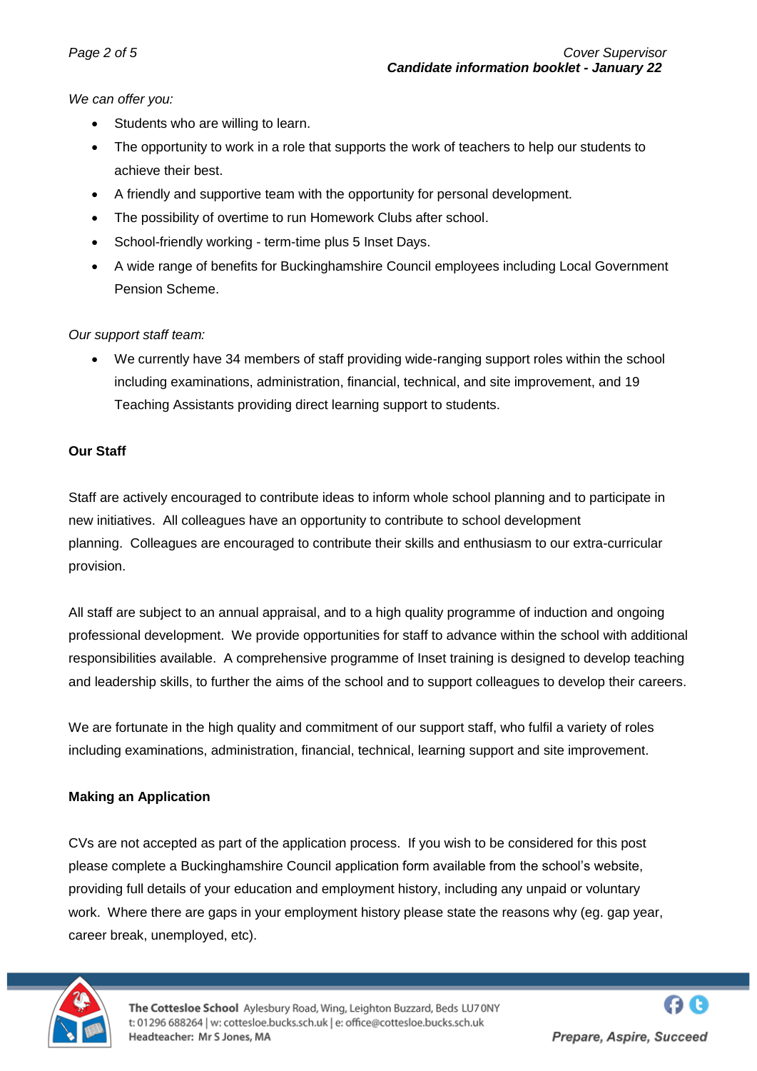*We can offer you:*

- Students who are willing to learn.
- The opportunity to work in a role that supports the work of teachers to help our students to achieve their best.
- A friendly and supportive team with the opportunity for personal development.
- The possibility of overtime to run Homework Clubs after school.
- School-friendly working - term-time plus 5 Inset Days.
- A wide range of benefits for Buckinghamshire Council employees including Local Government Pension Scheme.

*Our support staff team:*

- We currently have 34 members of staff providing wide-ranging support roles within the school including examinations, administration, financial, technical, and site improvement, and 19 Teaching Assistants providing direct learning support to students.

**Our Staff**

Staff are actively encouraged to contribute ideas to inform whole school planning and to participate in new initiatives. All colleagues have an opportunity to contribute to school development planning. Colleagues are encouraged to contribute their skills and enthusiasm to our extra-curricular provision.

All staff are subject to an annual appraisal, and to a high quality programme of induction and ongoing professional development. We provide opportunities for staff to advance within the school with additional responsibilities available. A comprehensive programme of Inset training is designed to develop teaching and leadership skills, to further the aims of the school and to support colleagues to develop their careers.

We are fortunate in the high quality and commitment of our support staff, who fulfil a variety of roles including examinations, administration, financial, technical, learning support and site improvement.

**Making an Application**

CVs are not accepted as part of the application process. If you wish to be considered for this post please complete a Buckinghamshire Council application form available from the school's website, providing full details of your education and employment history, including any unpaid or voluntary work. Where there are gaps in your employment history please state the reasons why (eg. gap year, career break, unemployed, etc).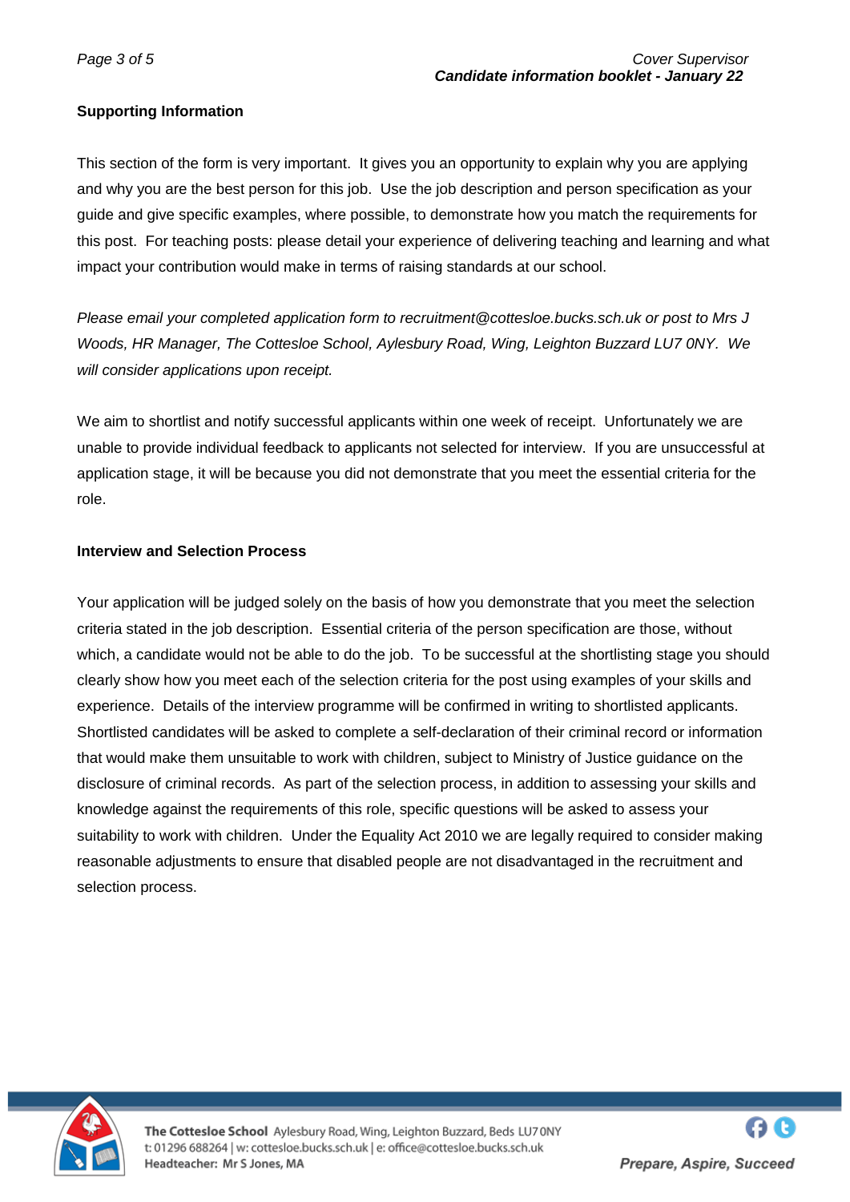## Supporting Information

This section of the form is very important. It gives you an opportunity to explain why you are applying and why you are the best person for this job. Use the job description and person specification as your guide and give specific examples, where possible, to demonstrate how you match the requirements for this post. For teaching posts: please detail your experience of delivering teaching and learning and what impact your contribution would make in terms of raising standards at our school.

*Please email your completed application form to recruitment@cottesloe.bucks.sch.uk or post to Mrs J Woods, HR Manager, The Cottesloe School, Aylesbury Road, Wing, Leighton Buzzard LU7 0NY. We will consider applications upon receipt.*

We aim to shortlist and notify successful applicants within one week of receipt. Unfortunately we are unable to provide individual feedback to applicants not selected for interview. If you are unsuccessful at application stage, it will be because you did not demonstrate that you meet the essential criteria for the role.

## Interview and Selection Process

Your application will be judged solely on the basis of how you demonstrate that you meet the selection criteria stated in the job description. Essential criteria of the person specification are those, without which, a candidate would not be able to do the job. To be successful at the shortlisting stage you should clearly show how you meet each of the selection criteria for the post using examples of your skills and experience. Details of the interview programme will be confirmed in writing to shortlisted applicants. Shortlisted candidates will be asked to complete a self-declaration of their criminal record or information that would make them unsuitable to work with children, subject to Ministry of Justice guidance on the disclosure of criminal records. As part of the selection process, in addition to assessing your skills and knowledge against the requirements of this role, specific questions will be asked to assess your suitability to work with children. Under the Equality Act 2010 we are legally required to consider making reasonable adjustments to ensure that disabled people are not disadvantaged in the recruitment and selection process.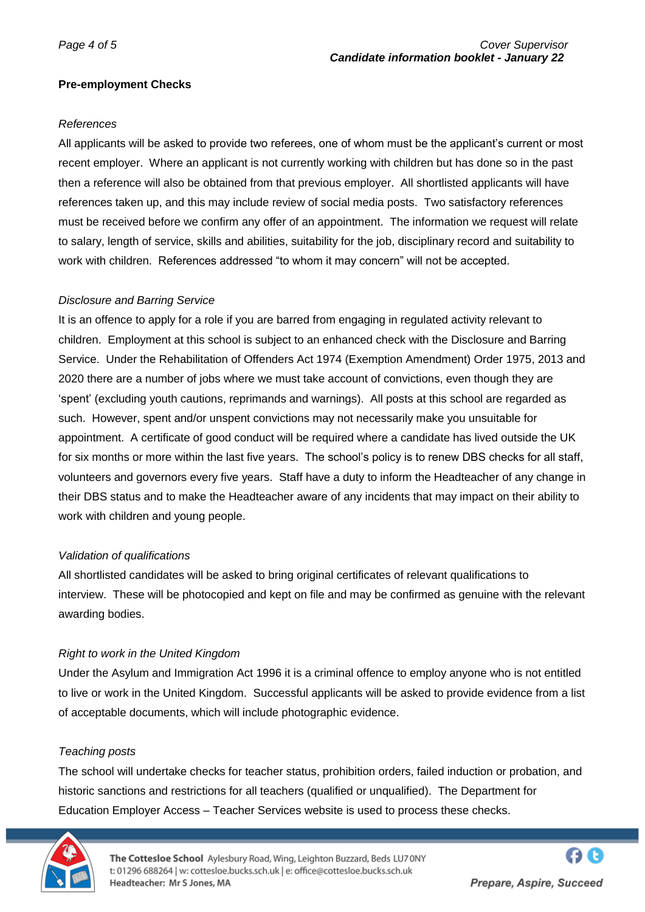**Pre-employment Checks**

*References*

All applicants will be asked to provide two referees, one of whom must be the applicant's current or most recent employer. Where an applicant is not currently working with children but has done so in the past then a reference will also be obtained from that previous employer. All shortlisted applicants will have references taken up, and this may include review of social media posts. Two satisfactory references must be received before we confirm any offer of an appointment. The information we request will relate to salary, length of service, skills and abilities, suitability for the job, disciplinary record and suitability to work with children. References addressed "to whom it may concern" will not be accepted.

*Disclosure and Barring Service*

It is an offence to apply for a role if you are barred from engaging in regulated activity relevant to children. Employment at this school is subject to an enhanced check with the Disclosure and Barring Service. Under the Rehabilitation of Offenders Act 1974 (Exemption Amendment) Order 1975, 2013 and 2020 there are a number of jobs where we must take account of convictions, even though they are 'spent' (excluding youth cautions, reprimands and warnings). All posts at this school are regarded as such. However, spent and/or unspent convictions may not necessarily make you unsuitable for appointment. A certificate of good conduct will be required where a candidate has lived outside the UK for six months or more within the last five years. The school's policy is to renew DBS checks for all staff, volunteers and governors every five years. Staff have a duty to inform the Headteacher of any change in their DBS status and to make the Headteacher aware of any incidents that may impact on their ability to work with children and young people.

*Validation of qualifications*

All shortlisted candidates will be asked to bring original certificates of relevant qualifications to interview. These will be photocopied and kept on file and may be confirmed as genuine with the relevant awarding bodies.

*Right to work in the United Kingdom*

Under the Asylum and Immigration Act 1996 it is a criminal offence to employ anyone who is not entitled to live or work in the United Kingdom. Successful applicants will be asked to provide evidence from a list of acceptable documents, which will include photographic evidence.

*Teaching posts*

The school will undertake checks for teacher status, prohibition orders, failed induction or probation, and historic sanctions and restrictions for all teachers (qualified or unqualified). The Department for Education Employer Access – Teacher Services website is used to process these checks.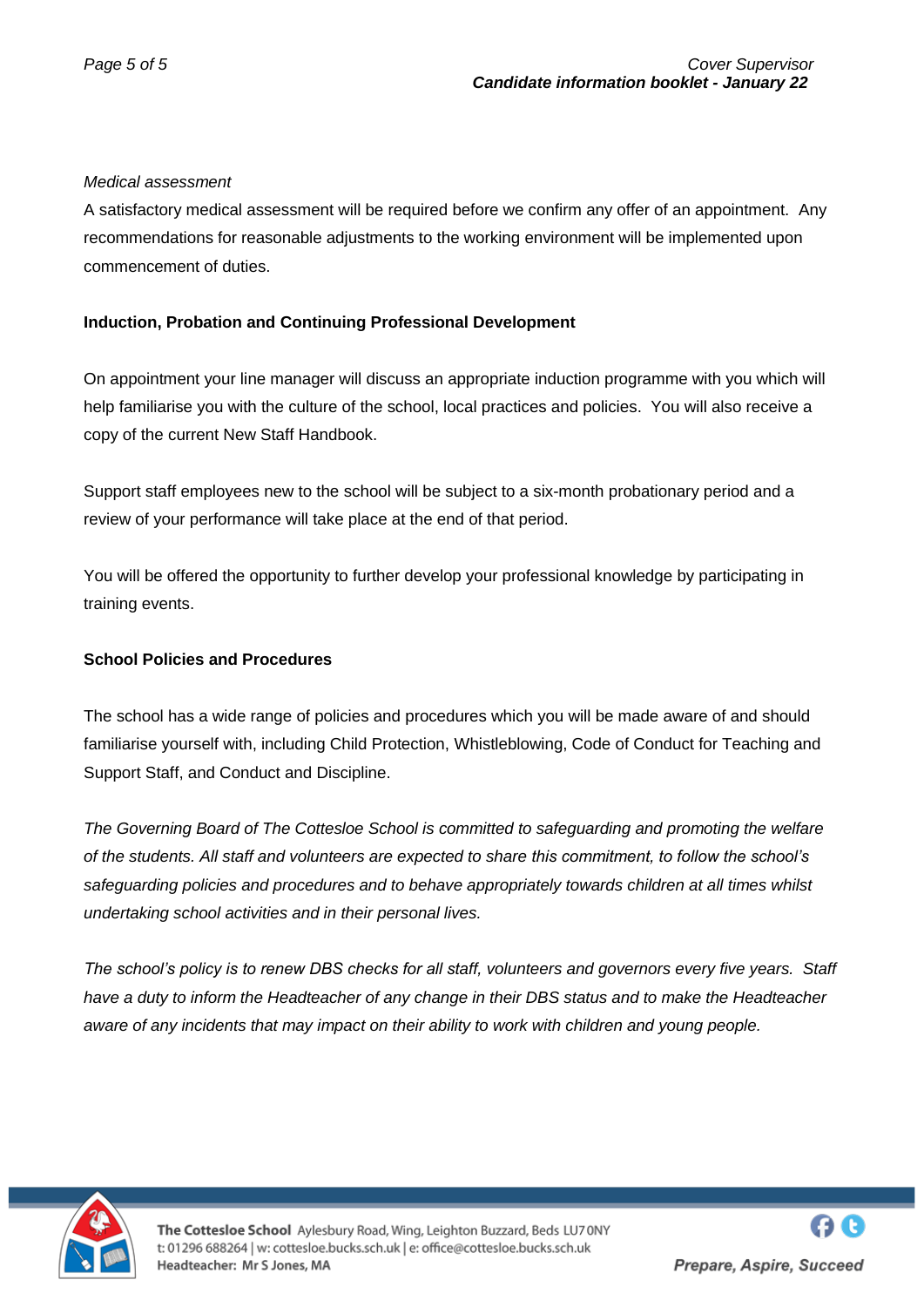*Medical assessment*

A satisfactory medical assessment will be required before we confirm any offer of an appointment. Any recommendations for reasonable adjustments to the working environment will be implemented upon commencement of duties.

**Induction, Probation and Continuing Professional Development**

On appointment your line manager will discuss an appropriate induction programme with you which will help familiarise you with the culture of the school, local practices and policies. You will also receive a copy of the current New Staff Handbook.

Support staff employees new to the school will be subject to a six-month probationary period and a review of your performance will take place at the end of that period.

You will be offered the opportunity to further develop your professional knowledge by participating in training events.

**School Policies and Procedures**

The school has a wide range of policies and procedures which you will be made aware of and should familiarise yourself with, including Child Protection, Whistleblowing, Code of Conduct for Teaching and Support Staff, and Conduct and Discipline.

*The Governing Board of The Cottesloe School is committed to safeguarding and promoting the welfare of the students. All staff and volunteers are expected to share this commitment, to follow the school's safeguarding policies and procedures and to behave appropriately towards children at all times whilst undertaking school activities and in their personal lives.*

*The school's policy is to renew DBS checks for all staff, volunteers and governors every five years. Staff have a duty to inform the Headteacher of any change in their DBS status and to make the Headteacher aware of any incidents that may impact on their ability to work with children and young people.*